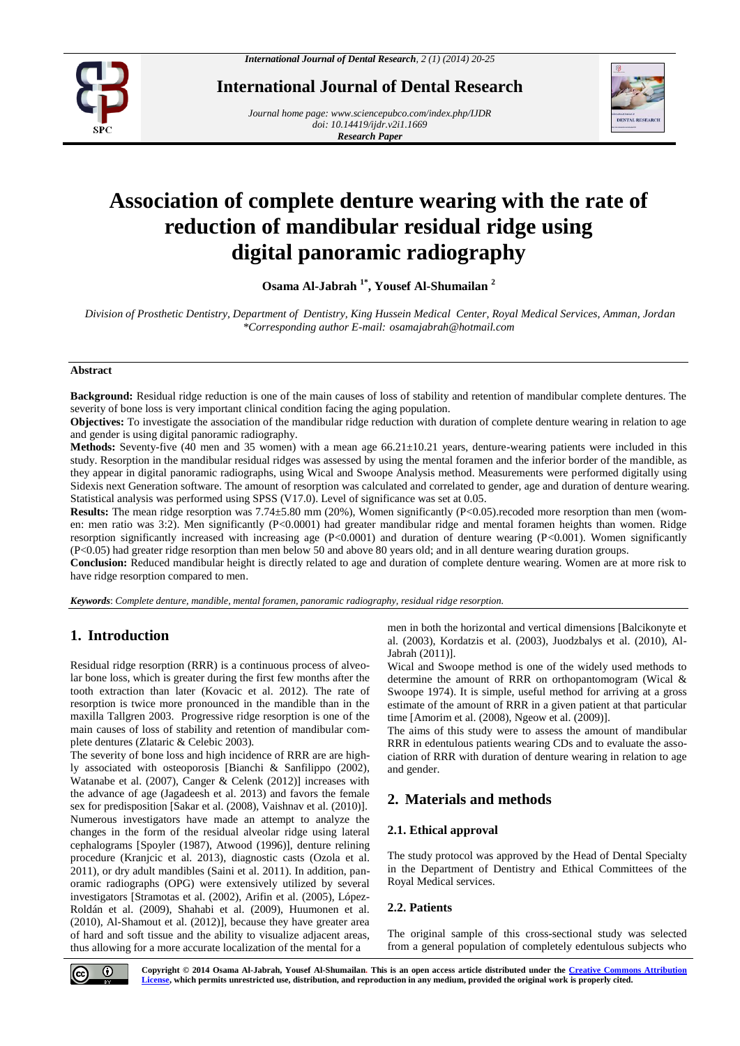# Association of complete denture wearing with the rate of reduction of mandibular residual ridge using digital panoramic radiography

**Osama Al-Jabrah [1*], Yousef Al-Shumailan [2]**

*Division of Prosthetic Dentistry, Department of Dentistry, King Hussein Medical Center, Royal Medical Services, Amman, Jordan*
*\*Corresponding author E-mail: osamajabrah@hotmail.com*

## Abstract

**Background:** Residual ridge reduction is one of the main causes of loss of stability and retention of mandibular complete dentures. The severity of bone loss is very important clinical condition facing the aging population.

**Objectives:** To investigate the association of the mandibular ridge reduction with duration of complete denture wearing in relation to age and gender is using digital panoramic radiography.

**Methods:** Seventy-five (40 men and 35 women) with a mean age 66.21±10.21 years, denture-wearing patients were included in this study. Resorption in the mandibular residual ridges was assessed by using the mental foramen and the inferior border of the mandible, as they appear in digital panoramic radiographs, using Wical and Swoope Analysis method. Measurements were performed digitally using Sidexis next Generation software. The amount of resorption was calculated and correlated to gender, age and duration of denture wearing. Statistical analysis was performed using SPSS (V17.0). Level of significance was set at 0.05.

**Results:** The mean ridge resorption was 7.74±5.80 mm (20%), Women significantly ($P<0.05$).recoded more resorption than men (women: men ratio was 3:2). Men significantly ($P<0.0001$) had greater mandibular ridge and mental foramen heights than women. Ridge resorption significantly increased with increasing age ($P<0.0001$) and duration of denture wearing ($P<0.001$). Women significantly ($P<0.05$) had greater ridge resorption than men below 50 and above 80 years old; and in all denture wearing duration groups.

**Conclusion:** Reduced mandibular height is directly related to age and duration of complete denture wearing. Women are at more risk to have ridge resorption compared to men.

***Keywords***: *Complete denture, mandible, mental foramen, panoramic radiography, residual ridge resorption.*

## 1. Introduction

Residual ridge resorption (RRR) is a continuous process of alveolar bone loss, which is greater during the first few months after the tooth extraction than later (Kovacic et al. 2012). The rate of resorption is twice more pronounced in the mandible than in the maxilla Tallgren 2003. Progressive ridge resorption is one of the main causes of loss of stability and retention of mandibular complete dentures (Zlataric & Celebic 2003).

The severity of bone loss and high incidence of RRR are are highly associated with osteoporosis [Bianchi & Sanfilippo (2002), Watanabe et al. (2007), Canger & Celenk (2012)] increases with the advance of age (Jagadeesh et al. 2013) and favors the female sex for predisposition [Sakar et al. (2008), Vaishnav et al. (2010)]. Numerous investigators have made an attempt to analyze the changes in the form of the residual alveolar ridge using lateral cephalograms [Spoyler (1987), Atwood (1996)], denture relining procedure (Kranjcic et al. 2013), diagnostic casts (Ozola et al. 2011), or dry adult mandibles (Saini et al. 2011). In addition, panoramic radiographs (OPG) were extensively utilized by several investigators [Stramotas et al. (2002), Arifin et al. (2005), López-Roldán et al. (2009), Shahabi et al. (2009), Huumonen et al. (2010), Al-Shamout et al. (2012)], because they have greater area of hard and soft tissue and the ability to visualize adjacent areas, thus allowing for a more accurate localization of the mental for a men in both the horizontal and vertical dimensions [Balcikonyte et al. (2003), Kordatzis et al. (2003), Juodzbalys et al. (2010), Al-Jabrah (2011)].

Wical and Swoope method is one of the widely used methods to determine the amount of RRR on orthopantomogram (Wical & Swoope 1974). It is simple, useful method for arriving at a gross estimate of the amount of RRR in a given patient at that particular time [Amorim et al. (2008), Ngeow et al. (2009)].

The aims of this study were to assess the amount of mandibular RRR in edentulous patients wearing CDs and to evaluate the association of RRR with duration of denture wearing in relation to age and gender.

## 2. Materials and methods

### 2.1. Ethical approval

The study protocol was approved by the Head of Dental Specialty in the Department of Dentistry and Ethical Committees of the Royal Medical services.

### 2.2. Patients

The original sample of this cross-sectional study was selected from a general population of completely edentulous subjects who

**Copyright © 2014 Osama Al-Jabrah, Yousef Al-Shumailan. This is an open access article distributed under the Creative Commons Attribution License, which permits unrestricted use, distribution, and reproduction in any medium, provided the original work is properly cited.**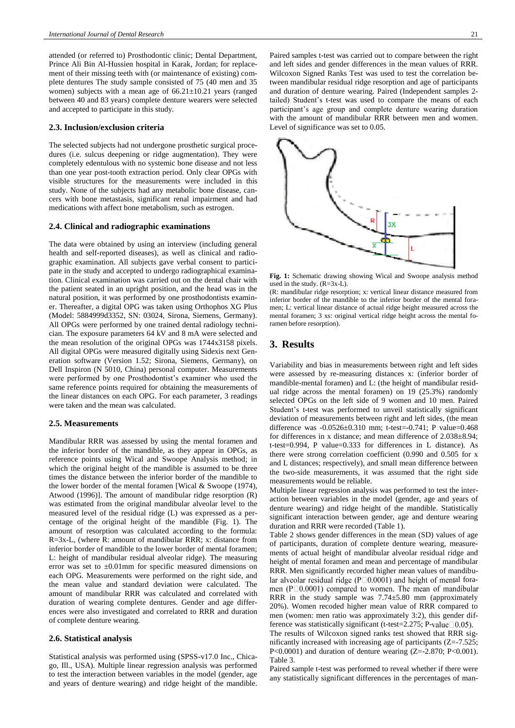attended (or referred to) Prosthodontic clinic; Dental Department, Prince Ali Bin Al-Hussien hospital in Karak, Jordan; for replacement of their missing teeth with (or maintenance of existing) complete dentures The study sample consisted of 75 (40 men and 35 women) subjects with a mean age of 66.21±10.21 years (ranged between 40 and 83 years) complete denture wearers were selected and accepted to participate in this study.

### 2.3. Inclusion/exclusion criteria

The selected subjects had not undergone prosthetic surgical procedures (i.e. sulcus deepening or ridge augmentation). They were completely edentulous with no systemic bone disease and not less than one year post-tooth extraction period. Only clear OPGs with visible structures for the measurements were included in this study. None of the subjects had any metabolic bone disease, cancers with bone metastasis, significant renal impairment and had medications with affect bone metabolism, such as estrogen.

### 2.4. Clinical and radiographic examinations

The data were obtained by using an interview (including general health and self-reported diseases), as well as clinical and radiographic examination. All subjects gave verbal consent to participate in the study and accepted to undergo radiographical examination. Clinical examination was carried out on the dental chair with the patient seated in an upright position, and the head was in the natural position, it was performed by one prosthodontists examiner. Thereafter, a digital OPG was taken using Orthophos XG Plus (Model: 5884999d3352, SN: 03024, Sirona, Siemens, Germany). All OPGs were performed by one trained dental radiology technician. The exposure parameters 64 kV and 8 mA were selected and the mean resolution of the original OPGs was 1744x3158 pixels. All digital OPGs were measured digitally using Sidexis next Generation software (Version 1.52; Sirona, Siemens, Germany), on Dell Inspiron (N 5010, China) personal computer. Measurements were performed by one Prosthodontist's examiner who used the same reference points required for obtaining the measurements of the linear distances on each OPG. For each parameter, 3 readings were taken and the mean was calculated.

### 2.5. Measurements

Mandibular RRR was assessed by using the mental foramen and the inferior border of the mandible, as they appear in OPGs, as reference points using Wical and Swoope Analysis method; in which the original height of the mandible is assumed to be three times the distance between the inferior border of the mandible to the lower border of the mental foramen [Wical & Swoope (1974), Atwood (1996)]. The amount of mandibular ridge resorption (R) was estimated from the original mandibular alveolar level to the measured level of the residual ridge (L) was expressed as a percentage of the original height of the mandible (Fig. 1). The amount of resorption was calculated according to the formula: R=3x-L, (where R: amount of mandibular RRR; x: distance from inferior border of mandible to the lower border of mental foramen; L: height of mandibular residual alveolar ridge). The measuring error was set to ±0.01mm for specific measured dimensions on each OPG. Measurements were performed on the right side, and the mean value and standard deviation were calculated. The amount of mandibular RRR was calculated and correlated with duration of wearing complete dentures. Gender and age differences were also investigated and correlated to RRR and duration of complete denture wearing.

### 2.6. Statistical analysis

Statistical analysis was performed using (SPSS-v17.0 Inc., Chicago, Ill., USA). Multiple linear regression analysis was performed to test the interaction between variables in the model (gender, age and years of denture wearing) and ridge height of the mandible. Paired samples t-test was carried out to compare between the right and left sides and gender differences in the mean values of RRR. Wilcoxon Signed Ranks Test was used to test the correlation between mandibular residual ridge resorption and age of participants and duration of denture wearing. Paired (Independent samples 2-tailed) Student's t-test was used to compare the means of each participant's age group and complete denture wearing duration with the amount of mandibular RRR between men and women. Level of significance was set to 0.05.

**Fig. 1:** Schematic drawing showing Wical and Swoope analysis method used in the study. (R=3x-L).

(R: mandibular ridge resorption; x: vertical linear distance measured from inferior border of the mandible to the inferior border of the mental foramen; L: vertical linear distance of actual ridge height measured across the mental foramen; 3 xs: original vertical ridge height across the mental foramen before resorption).

## 3. Results

Variability and bias in measurements between right and left sides were assessed by re-measuring distances x: (inferior border of mandible-mental foramen) and L: (the height of mandibular residual ridge across the mental foramen) on 19 (25.3%) randomly selected OPGs on the left side of 9 women and 10 men. Paired Student's t-test was performed to unveil statistically significant deviation of measurements between right and left sides, (the mean difference was -0.0526±0.310 mm; t-test=-0.741; P value=0.468 for differences in x distance; and mean difference of 2.038±8.94; t-test=0.994, P value=0.333 for differences in L distance). As there were strong correlation coefficient (0.990 and 0.505 for x and L distances; respectively), and small mean difference between the two-side measurements, it was assumed that the right side measurements would be reliable.

Multiple linear regression analysis was performed to test the interaction between variables in the model (gender, age and years of denture wearing) and ridge height of the mandible. Statistically significant interaction between gender, age and denture wearing duration and RRR were recorded (Table 1).

Table 2 shows gender differences in the mean (SD) values of age of participants, duration of complete denture wearing, measurements of actual height of mandibular alveolar residual ridge and height of mental foramen and mean and percentage of mandibular RRR. Men significantly recorded higher mean values of mandibular alveolar residual ridge (P□0.0001) and height of mental foramen (P□0.0001) compared to women. The mean of mandibular RRR in the study sample was 7.74±5.80 mm (approximately 20%). Women recoded higher mean value of RRR compared to men (women: men ratio was approximately 3:2), this gender difference was statistically significant (t-test=2.275; P-value□0.05).

The results of Wilcoxon signed ranks test showed that RRR significantly increased with increasing age of participants (Z=-7.525; P<0.0001) and duration of denture wearing (Z=-2.870; P<0.001). Table 3.

Paired sample t-test was performed to reveal whether if there were any statistically significant differences in the percentages of man-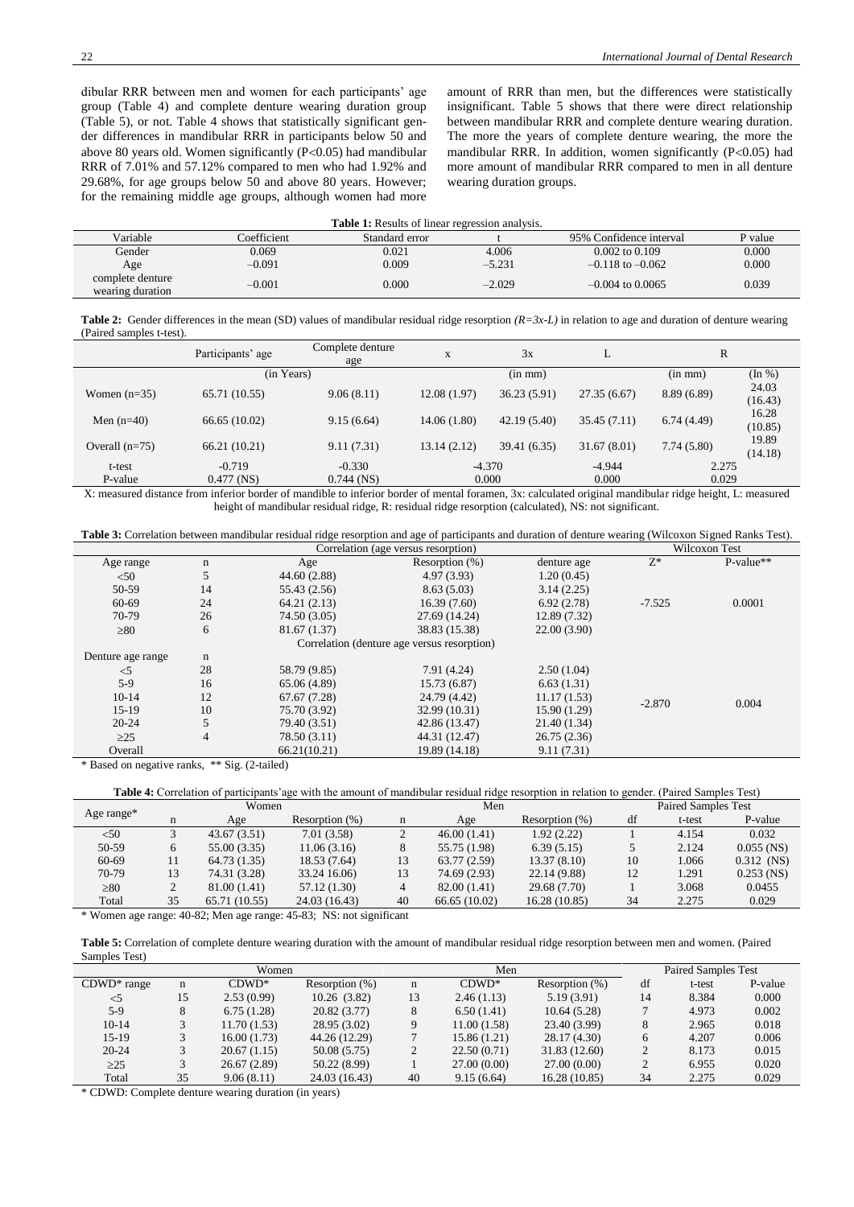dibular RRR between men and women for each participants' age group (Table 4) and complete denture wearing duration group (Table 5), or not. Table 4 shows that statistically significant gender differences in mandibular RRR in participants below 50 and above 80 years old. Women significantly (P<0.05) had mandibular RRR of 7.01% and 57.12% compared to men who had 1.92% and 29.68%, for age groups below 50 and above 80 years. However; for the remaining middle age groups, although women had more amount of RRR than men, but the differences were statistically insignificant. Table 5 shows that there were direct relationship between mandibular RRR and complete denture wearing duration. The more the years of complete denture wearing, the more the mandibular RRR. In addition, women significantly (P<0.05) had more amount of mandibular RRR compared to men in all denture wearing duration groups.

**Table 1:** Results of linear regression analysis.

| Variable | Coefficient | Standard error | t | 95% Confidence interval | P value |
|---|---|---|---|---|---|
| Gender | 0.069 | 0.021 | 4.006 | 0.002 to 0.109 | 0.000 |
| Age | –0.091 | 0.009 | –5.231 | –0.118 to –0.062 | 0.000 |
| complete denture wearing duration | –0.001 | 0.000 | –2.029 | –0.004 to 0.0065 | 0.039 |

**Table 2:** Gender differences in the mean (SD) values of mandibular residual ridge resorption *(R=3x-L)* in relation to age and duration of denture wearing (Paired samples t-test).

| | Participants' age | Complete denture age | x | 3x | L | R | |
|---|---|---|---|---|---|---|---|
| | (in Years) | | | (in mm) | | (in mm) | (In %) |
| Women (n=35) | 65.71 (10.55) | 9.06 (8.11) | 12.08 (1.97) | 36.23 (5.91) | 27.35 (6.67) | 8.89 (6.89) | 24.03 (16.43) |
| Men (n=40) | 66.65 (10.02) | 9.15 (6.64) | 14.06 (1.80) | 42.19 (5.40) | 35.45 (7.11) | 6.74 (4.49) | 16.28 (10.85) |
| Overall (n=75) | 66.21 (10.21) | 9.11 (7.31) | 13.14 (2.12) | 39.41 (6.35) | 31.67 (8.01) | 7.74 (5.80) | 19.89 (14.18) |
| t-test | -0.719 | -0.330 | -4.370 | | -4.944 | 2.275 | |
| P-value | 0.477 (NS) | 0.744 (NS) | 0.000 | | 0.000 | 0.029 | |

X: measured distance from inferior border of mandible to inferior border of mental foramen, 3x: calculated original mandibular ridge height, L: measured height of mandibular residual ridge, R: residual ridge resorption (calculated), NS: not significant.

**Table 3:** Correlation between mandibular residual ridge resorption and age of participants and duration of denture wearing (Wilcoxon Signed Ranks Test).

| | | Correlation (age versus resorption) | | | Wilcoxon Test | |
|---|---|---|---|---|---|---|
| Age range | n | Age | Resorption (%) | denture age | Z* | P-value** |
| <50 | 5 | 44.60 (2.88) | 4.97 (3.93) | 1.20 (0.45) | | |
| 50-59 | 14 | 55.43 (2.56) | 8.63 (5.03) | 3.14 (2.25) | | |
| 60-69 | 24 | 64.21 (2.13) | 16.39 (7.60) | 6.92 (2.78) | -7.525 | 0.0001 |
| 70-79 | 26 | 74.50 (3.05) | 27.69 (14.24) | 12.89 (7.32) | | |
| ≥80 | 6 | 81.67 (1.37) | 38.83 (15.38) | 22.00 (3.90) | | |
| | | Correlation (denture age versus resorption) | | | | |
| Denture age range | n | | | | | |
| <5 | 28 | 58.79 (9.85) | 7.91 (4.24) | 2.50 (1.04) | | |
| 5-9 | 16 | 65.06 (4.89) | 15.73 (6.87) | 6.63 (1.31) | | |
| 10-14 | 12 | 67.67 (7.28) | 24.79 (4.42) | 11.17 (1.53) | -2.870 | 0.004 |
| 15-19 | 10 | 75.70 (3.92) | 32.99 (10.31) | 15.90 (1.29) | | |
| 20-24 | 5 | 79.40 (3.51) | 42.86 (13.47) | 21.40 (1.34) | | |
| ≥25 | 4 | 78.50 (3.11) | 44.31 (12.47) | 26.75 (2.36) | | |
| Overall | | 66.21(10.21) | 19.89 (14.18) | 9.11 (7.31) | | |

\* Based on negative ranks, ** Sig. (2-tailed)

**Table 4:** Correlation of participants'age with the amount of mandibular residual ridge resorption in relation to gender. (Paired Samples Test)

| Age range* | Women | | | Men | | | Paired Samples Test | | |
|---|---|---|---|---|---|---|---|---|---|
| | n | Age | Resorption (%) | n | Age | Resorption (%) | df | t-test | P-value |
| <50 | 3 | 43.67 (3.51) | 7.01 (3.58) | 2 | 46.00 (1.41) | 1.92 (2.22) | 1 | 4.154 | 0.032 |
| 50-59 | 6 | 55.00 (3.35) | 11.06 (3.16) | 8 | 55.75 (1.98) | 6.39 (5.15) | 5 | 2.124 | 0.055 (NS) |
| 60-69 | 11 | 64.73 (1.35) | 18.53 (7.64) | 13 | 63.77 (2.59) | 13.37 (8.10) | 10 | 1.066 | 0.312 (NS) |
| 70-79 | 13 | 74.31 (3.28) | 33.24 16.06) | 13 | 74.69 (2.93) | 22.14 (9.88) | 12 | 1.291 | 0.253 (NS) |
| ≥80 | 2 | 81.00 (1.41) | 57.12 (1.30) | 4 | 82.00 (1.41) | 29.68 (7.70) | 1 | 3.068 | 0.0455 |
| Total | 35 | 65.71 (10.55) | 24.03 (16.43) | 40 | 66.65 (10.02) | 16.28 (10.85) | 34 | 2.275 | 0.029 |

\* Women age range: 40-82; Men age range: 45-83; NS: not significant

**Table 5:** Correlation of complete denture wearing duration with the amount of mandibular residual ridge resorption between men and women. (Paired Samples Test)

| CDWD* range | Women | | | Men | | | Paired Samples Test | | |
|---|---|---|---|---|---|---|---|---|---|
| | n | CDWD* | Resorption (%) | n | CDWD* | Resorption (%) | df | t-test | P-value |
| <5 | 15 | 2.53 (0.99) | 10.26 (3.82) | 13 | 2.46 (1.13) | 5.19 (3.91) | 14 | 8.384 | 0.000 |
| 5-9 | 8 | 6.75 (1.28) | 20.82 (3.77) | 8 | 6.50 (1.41) | 10.64 (5.28) | 7 | 4.973 | 0.002 |
| 10-14 | 3 | 11.70 (1.53) | 28.95 (3.02) | 9 | 11.00 (1.58) | 23.40 (3.99) | 8 | 2.965 | 0.018 |
| 15-19 | 3 | 16.00 (1.73) | 44.26 (12.29) | 7 | 15.86 (1.21) | 28.17 (4.30) | 6 | 4.207 | 0.006 |
| 20-24 | 3 | 20.67 (1.15) | 50.08 (5.75) | 2 | 22.50 (0.71) | 31.83 (12.60) | 2 | 8.173 | 0.015 |
| ≥25 | 3 | 26.67 (2.89) | 50.22 (8.99) | 1 | 27.00 (0.00) | 27.00 (0.00) | 2 | 6.955 | 0.020 |
| Total | 35 | 9.06 (8.11) | 24.03 (16.43) | 40 | 9.15 (6.64) | 16.28 (10.85) | 34 | 2.275 | 0.029 |

\* CDWD: Complete denture wearing duration (in years)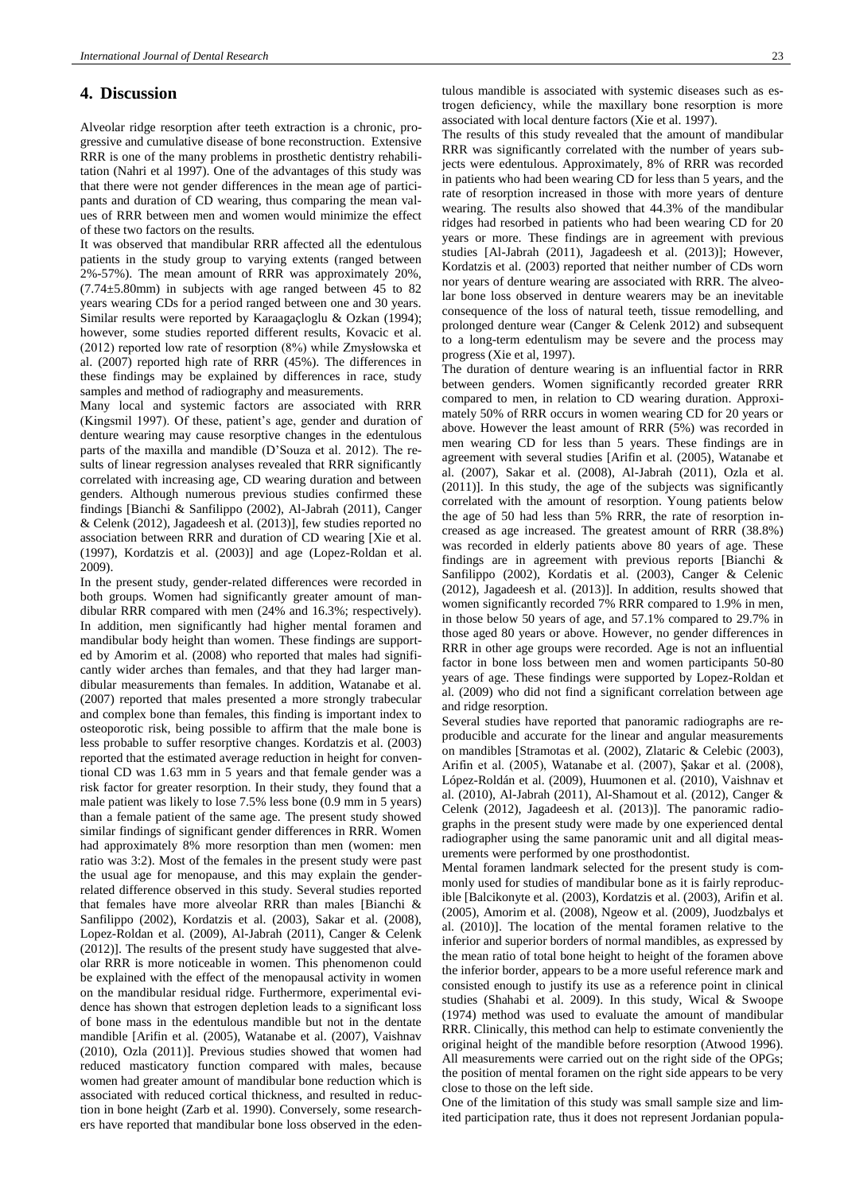## 4. Discussion

Alveolar ridge resorption after teeth extraction is a chronic, progressive and cumulative disease of bone reconstruction. Extensive RRR is one of the many problems in prosthetic dentistry rehabilitation (Nahri et al 1997). One of the advantages of this study was that there were not gender differences in the mean age of participants and duration of CD wearing, thus comparing the mean values of RRR between men and women would minimize the effect of these two factors on the results.

It was observed that mandibular RRR affected all the edentulous patients in the study group to varying extents (ranged between 2%-57%). The mean amount of RRR was approximately 20%, (7.74±5.80mm) in subjects with age ranged between 45 to 82 years wearing CDs for a period ranged between one and 30 years. Similar results were reported by Karaagaçloglu & Ozkan (1994); however, some studies reported different results, Kovacic et al. (2012) reported low rate of resorption (8%) while Zmysłowska et al. (2007) reported high rate of RRR (45%). The differences in these findings may be explained by differences in race, study samples and method of radiography and measurements.

Many local and systemic factors are associated with RRR (Kingsmil 1997). Of these, patient's age, gender and duration of denture wearing may cause resorptive changes in the edentulous parts of the maxilla and mandible (D'Souza et al. 2012). The results of linear regression analyses revealed that RRR significantly correlated with increasing age, CD wearing duration and between genders. Although numerous previous studies confirmed these findings [Bianchi & Sanfilippo (2002), Al-Jabrah (2011), Canger & Celenk (2012), Jagadeesh et al. (2013)], few studies reported no association between RRR and duration of CD wearing [Xie et al. (1997), Kordatzis et al. (2003)] and age (Lopez-Roldan et al. 2009).

In the present study, gender-related differences were recorded in both groups. Women had significantly greater amount of mandibular RRR compared with men (24% and 16.3%; respectively). In addition, men significantly had higher mental foramen and mandibular body height than women. These findings are supported by Amorim et al. (2008) who reported that males had significantly wider arches than females, and that they had larger mandibular measurements than females. In addition, Watanabe et al. (2007) reported that males presented a more strongly trabecular and complex bone than females, this finding is important index to osteoporotic risk, being possible to affirm that the male bone is less probable to suffer resorptive changes. Kordatzis et al. (2003) reported that the estimated average reduction in height for conventional CD was 1.63 mm in 5 years and that female gender was a risk factor for greater resorption. In their study, they found that a male patient was likely to lose 7.5% less bone (0.9 mm in 5 years) than a female patient of the same age. The present study showed similar findings of significant gender differences in RRR. Women had approximately 8% more resorption than men (women: men ratio was 3:2). Most of the females in the present study were past the usual age for menopause, and this may explain the gender-related difference observed in this study. Several studies reported that females have more alveolar RRR than males [Bianchi & Sanfilippo (2002), Kordatzis et al. (2003), Sakar et al. (2008), Lopez-Roldan et al. (2009), Al-Jabrah (2011), Canger & Celenk (2012)]. The results of the present study have suggested that alveolar RRR is more noticeable in women. This phenomenon could be explained with the effect of the menopausal activity in women on the mandibular residual ridge. Furthermore, experimental evidence has shown that estrogen depletion leads to a significant loss of bone mass in the edentulous mandible but not in the dentate mandible [Arifin et al. (2005), Watanabe et al. (2007), Vaishnav (2010), Ozla (2011)]. Previous studies showed that women had reduced masticatory function compared with males, because women had greater amount of mandibular bone reduction which is associated with reduced cortical thickness, and resulted in reduction in bone height (Zarb et al. 1990). Conversely, some researchers have reported that mandibular bone loss observed in the edentulous mandible is associated with systemic diseases such as estrogen deficiency, while the maxillary bone resorption is more associated with local denture factors (Xie et al. 1997).

The results of this study revealed that the amount of mandibular RRR was significantly correlated with the number of years subjects were edentulous. Approximately, 8% of RRR was recorded in patients who had been wearing CD for less than 5 years, and the rate of resorption increased in those with more years of denture wearing. The results also showed that 44.3% of the mandibular ridges had resorbed in patients who had been wearing CD for 20 years or more. These findings are in agreement with previous studies [Al-Jabrah (2011), Jagadeesh et al. (2013)]; However, Kordatzis et al. (2003) reported that neither number of CDs worn nor years of denture wearing are associated with RRR. The alveolar bone loss observed in denture wearers may be an inevitable consequence of the loss of natural teeth, tissue remodelling, and prolonged denture wear (Canger & Celenk 2012) and subsequent to a long-term edentulism may be severe and the process may progress (Xie et al, 1997).

The duration of denture wearing is an influential factor in RRR between genders. Women significantly recorded greater RRR compared to men, in relation to CD wearing duration. Approximately 50% of RRR occurs in women wearing CD for 20 years or above. However the least amount of RRR (5%) was recorded in men wearing CD for less than 5 years. These findings are in agreement with several studies [Arifin et al. (2005), Watanabe et al. (2007), Sakar et al. (2008), Al-Jabrah (2011), Ozla et al. (2011)]. In this study, the age of the subjects was significantly correlated with the amount of resorption. Young patients below the age of 50 had less than 5% RRR, the rate of resorption increased as age increased. The greatest amount of RRR (38.8%) was recorded in elderly patients above 80 years of age. These findings are in agreement with previous reports [Bianchi & Sanfilippo (2002), Kordatis et al. (2003), Canger & Celenic (2012), Jagadeesh et al. (2013)]. In addition, results showed that women significantly recorded 7% RRR compared to 1.9% in men, in those below 50 years of age, and 57.1% compared to 29.7% in those aged 80 years or above. However, no gender differences in RRR in other age groups were recorded. Age is not an influential factor in bone loss between men and women participants 50-80 years of age. These findings were supported by Lopez-Roldan et al. (2009) who did not find a significant correlation between age and ridge resorption.

Several studies have reported that panoramic radiographs are reproducible and accurate for the linear and angular measurements on mandibles [Stramotas et al. (2002), Zlataric & Celebic (2003), Arifin et al. (2005), Watanabe et al. (2007), Şakar et al. (2008), López-Roldán et al. (2009), Huumonen et al. (2010), Vaishnav et al. (2010), Al-Jabrah (2011), Al-Shamout et al. (2012), Canger & Celenk (2012), Jagadeesh et al. (2013)]. The panoramic radiographs in the present study were made by one experienced dental radiographer using the same panoramic unit and all digital measurements were performed by one prosthodontist.

Mental foramen landmark selected for the present study is commonly used for studies of mandibular bone as it is fairly reproducible [Balcikonyte et al. (2003), Kordatzis et al. (2003), Arifin et al. (2005), Amorim et al. (2008), Ngeow et al. (2009), Juodzbalys et al. (2010)]. The location of the mental foramen relative to the inferior and superior borders of normal mandibles, as expressed by the mean ratio of total bone height to height of the foramen above the inferior border, appears to be a more useful reference mark and consisted enough to justify its use as a reference point in clinical studies (Shahabi et al. 2009). In this study, Wical & Swoope (1974) method was used to evaluate the amount of mandibular RRR. Clinically, this method can help to estimate conveniently the original height of the mandible before resorption (Atwood 1996). All measurements were carried out on the right side of the OPGs; the position of mental foramen on the right side appears to be very close to those on the left side.

One of the limitation of this study was small sample size and limited participation rate, thus it does not represent Jordanian popula-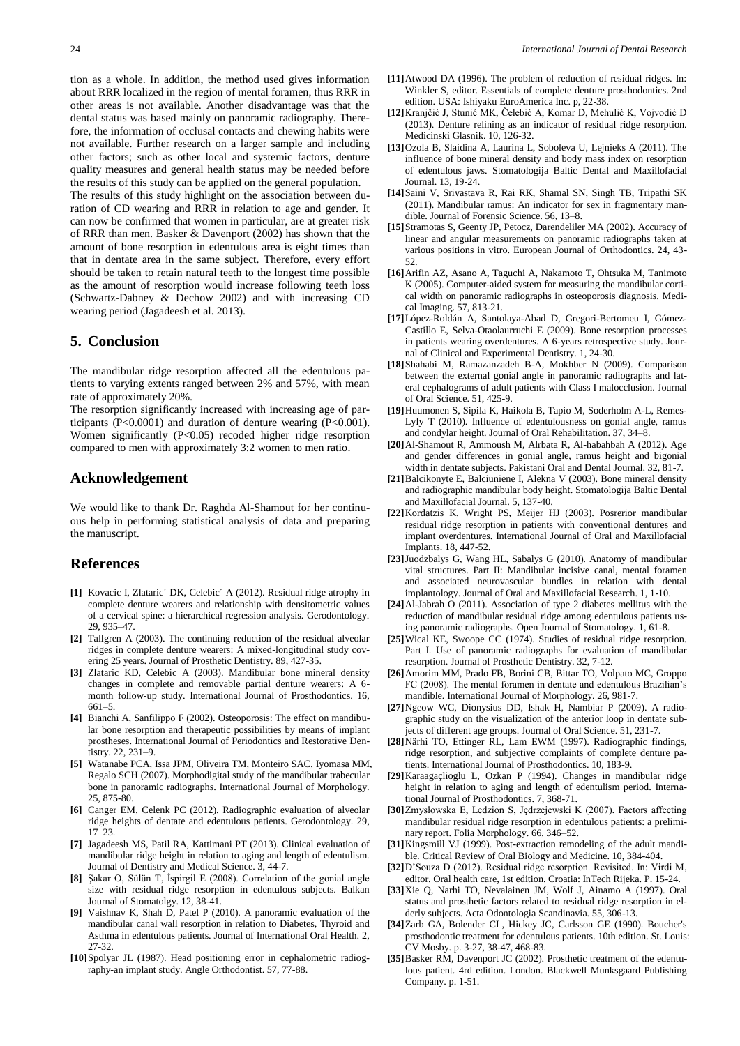tion as a whole. In addition, the method used gives information about RRR localized in the region of mental foramen, thus RRR in other areas is not available. Another disadvantage was that the dental status was based mainly on panoramic radiography. Therefore, the information of occlusal contacts and chewing habits were not available. Further research on a larger sample and including other factors; such as other local and systemic factors, denture quality measures and general health status may be needed before the results of this study can be applied on the general population.

The results of this study highlight on the association between duration of CD wearing and RRR in relation to age and gender. It can now be confirmed that women in particular, are at greater risk of RRR than men. Basker & Davenport (2002) has shown that the amount of bone resorption in edentulous area is eight times than that in dentate area in the same subject. Therefore, every effort should be taken to retain natural teeth to the longest time possible as the amount of resorption would increase following teeth loss (Schwartz-Dabney & Dechow 2002) and with increasing CD wearing period (Jagadeesh et al. 2013).

## 5. Conclusion

The mandibular ridge resorption affected all the edentulous patients to varying extents ranged between 2% and 57%, with mean rate of approximately 20%.

The resorption significantly increased with increasing age of participants (P<0.0001) and duration of denture wearing (P<0.001). Women significantly (P<0.05) recoded higher ridge resorption compared to men with approximately 3:2 women to men ratio.

## Acknowledgement

We would like to thank Dr. Raghda Al-Shamout for her continuous help in performing statistical analysis of data and preparing the manuscript.

## References

**[1]** Kovacic I, Zlataric´ DK, Celebic´ A (2012). Residual ridge atrophy in complete denture wearers and relationship with densitometric values of a cervical spine: a hierarchical regression analysis. Gerodontology. 29, 935–47.

**[2]** Tallgren A (2003). The continuing reduction of the residual alveolar ridges in complete denture wearers: A mixed-longitudinal study covering 25 years. Journal of Prosthetic Dentistry. 89, 427-35.

**[3]** Zlataric KD, Celebic A (2003). Mandibular bone mineral density changes in complete and removable partial denture wearers: A 6-month follow-up study. International Journal of Prosthodontics. 16, 661–5.

**[4]** Bianchi A, Sanfilippo F (2002). Osteoporosis: The effect on mandibular bone resorption and therapeutic possibilities by means of implant prostheses. International Journal of Periodontics and Restorative Dentistry. 22, 231–9.

**[5]** Watanabe PCA, Issa JPM, Oliveira TM, Monteiro SAC, Iyomasa MM, Regalo SCH (2007). Morphodigital study of the mandibular trabecular bone in panoramic radiographs. International Journal of Morphology. 25, 875-80.

**[6]** Canger EM, Celenk PC (2012). Radiographic evaluation of alveolar ridge heights of dentate and edentulous patients. Gerodontology. 29, 17–23.

**[7]** Jagadeesh MS, Patil RA, Kattimani PT (2013). Clinical evaluation of mandibular ridge height in relation to aging and length of edentulism. Journal of Dentistry and Medical Science. 3, 44-7.

**[8]** Şakar O, Sülün T, İspirgil E (2008). Correlation of the gonial angle size with residual ridge resorption in edentulous subjects. Balkan Journal of Stomatolgy. 12, 38-41.

**[9]** Vaishnav K, Shah D, Patel P (2010). A panoramic evaluation of the mandibular canal wall resorption in relation to Diabetes, Thyroid and Asthma in edentulous patients. Journal of International Oral Health. 2, 27-32.

**[10]** Spolyar JL (1987). Head positioning error in cephalometric radiography-an implant study. Angle Orthodontist. 57, 77-88.

**[11]** Atwood DA (1996). The problem of reduction of residual ridges. In: Winkler S, editor. Essentials of complete denture prosthodontics. 2nd edition. USA: Ishiyaku EuroAmerica Inc. p, 22-38.

**[12]** Kranjčić J, Stunić MK, Čelebić A, Komar D, Mehulić K, Vojvodić D (2013). Denture relining as an indicator of residual ridge resorption. Medicinski Glasnik. 10, 126-32.

**[13]** Ozola B, Slaidina A, Laurina L, Soboleva U, Lejnieks A (2011). The influence of bone mineral density and body mass index on resorption of edentulous jaws. Stomatologija Baltic Dental and Maxillofacial Journal. 13, 19-24.

**[14]** Saini V, Srivastava R, Rai RK, Shamal SN, Singh TB, Tripathi SK (2011). Mandibular ramus: An indicator for sex in fragmentary mandible. Journal of Forensic Science. 56, 13–8.

**[15]** Stramotas S, Geenty JP, Petocz, Darendeliler MA (2002). Accuracy of linear and angular measurements on panoramic radiographs taken at various positions in vitro. European Journal of Orthodontics. 24, 43-52.

**[16]** Arifin AZ, Asano A, Taguchi A, Nakamoto T, Ohtsuka M, Tanimoto K (2005). Computer-aided system for measuring the mandibular cortical width on panoramic radiographs in osteoporosis diagnosis. Medical Imaging. 57, 813-21.

**[17]** López-Roldán A, Santolaya-Abad D, Gregori-Bertomeu I, Gómez-Castillo E, Selva-Otaolaurruchi E (2009). Bone resorption processes in patients wearing overdentures. A 6-years retrospective study. Journal of Clinical and Experimental Dentistry. 1, 24-30.

**[18]** Shahabi M, Ramazanzadeh B-A, Mokhber N (2009). Comparison between the external gonial angle in panoramic radiographs and lateral cephalograms of adult patients with Class I malocclusion. Journal of Oral Science. 51, 425-9.

**[19]** Huumonen S, Sipila K, Haikola B, Tapio M, Soderholm A-L, Remes-Lyly T (2010). Influence of edentulousness on gonial angle, ramus and condylar height. Journal of Oral Rehabilitation. 37, 34–8.

**[20]** Al-Shamout R, Ammoush M, Alrbata R, Al-habahbah A (2012). Age and gender differences in gonial angle, ramus height and bigonial width in dentate subjects. Pakistani Oral and Dental Journal. 32, 81-7.

**[21]** Balcikonyte E, Balciuniene I, Alekna V (2003). Bone mineral density and radiographic mandibular body height. Stomatologija Baltic Dental and Maxillofacial Journal. 5, 137-40.

**[22]** Kordatzis K, Wright PS, Meijer HJ (2003). Posrerior mandibular residual ridge resorption in patients with conventional dentures and implant overdentures. International Journal of Oral and Maxillofacial Implants. 18, 447-52.

**[23]** Juodzbalys G, Wang HL, Sabalys G (2010). Anatomy of mandibular vital structures. Part II: Mandibular incisive canal, mental foramen and associated neurovascular bundles in relation with dental implantology. Journal of Oral and Maxillofacial Research. 1, 1-10.

**[24]** Al-Jabrah O (2011). Association of type 2 diabetes mellitus with the reduction of mandibular residual ridge among edentulous patients using panoramic radiographs. Open Journal of Stomatology. 1, 61-8.

**[25]** Wical KE, Swoope CC (1974). Studies of residual ridge resorption. Part I. Use of panoramic radiographs for evaluation of mandibular resorption. Journal of Prosthetic Dentistry. 32, 7-12.

**[26]** Amorim MM, Prado FB, Borini CB, Bittar TO, Volpato MC, Groppo FC (2008). The mental foramen in dentate and edentulous Brazilian's mandible. International Journal of Morphology. 26, 981-7.

**[27]** Ngeow WC, Dionysius DD, Ishak H, Nambiar P (2009). A radiographic study on the visualization of the anterior loop in dentate subjects of different age groups. Journal of Oral Science. 51, 231-7.

**[28]** Närhi TO, Ettinger RL, Lam EWM (1997). Radiographic findings, ridge resorption, and subjective complaints of complete denture patients. International Journal of Prosthodontics. 10, 183-9.

**[29]** Karaagaçlioglu L, Ozkan P (1994). Changes in mandibular ridge height in relation to aging and length of edentulism period. International Journal of Prosthodontics. 7, 368-71.

**[30]** Zmysłowska E, Ledzion S, Jędrzejewski K (2007). Factors affecting mandibular residual ridge resorption in edentulous patients: a preliminary report. Folia Morphology. 66, 346–52.

**[31]** Kingsmill VJ (1999). Post-extraction remodeling of the adult mandible. Critical Review of Oral Biology and Medicine. 10, 384-404.

**[32]** D'Souza D (2012). Residual ridge resorption. Revisited. In: Virdi M, editor. Oral health care, 1st edition. Croatia: InTech Rijeka. P. 15-24.

**[33]** Xie Q, Narhi TO, Nevalainen JM, Wolf J, Ainamo A (1997). Oral status and prosthetic factors related to residual ridge resorption in elderly subjects. Acta Odontologia Scandinavia. 55, 306-13.

**[34]** Zarb GA, Bolender CL, Hickey JC, Carlsson GE (1990). Boucher's prosthodontic treatment for edentulous patients. 10th edition. St. Louis: CV Mosby. p. 3-27, 38-47, 468-83.

**[35]** Basker RM, Davenport JC (2002). Prosthetic treatment of the edentulous patient. 4rd edition. London. Blackwell Munksgaard Publishing Company. p. 1-51.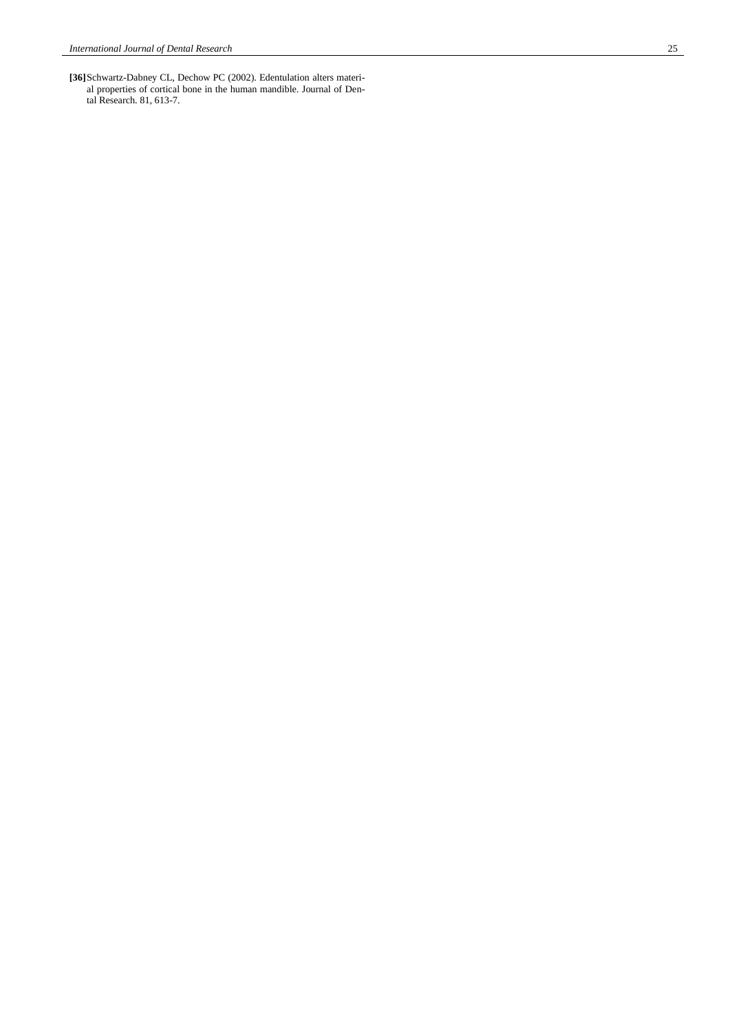[36] Schwartz-Dabney CL, Dechow PC (2002). Edentulation alters material properties of cortical bone in the human mandible. Journal of Dental Research. 81, 613-7.